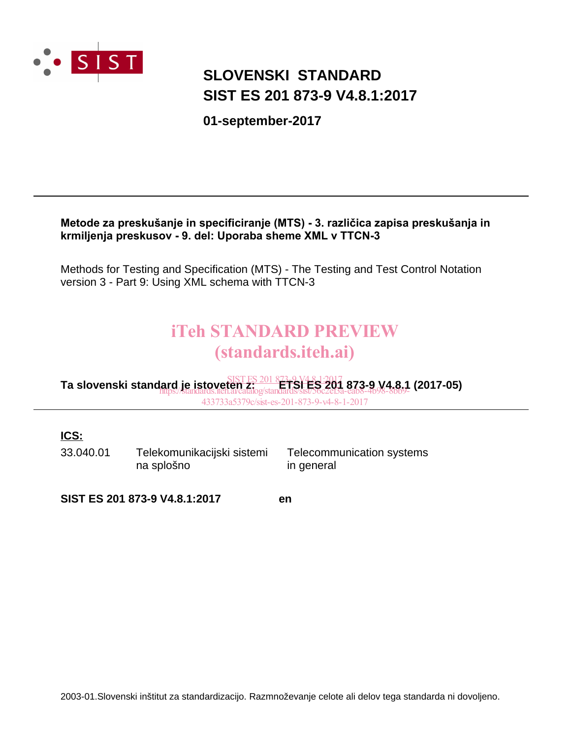# SLOVENSKI STANDARD
# SIST ES 201 873-9 V4.8.1:2017

**01-september-2017**

---

**Metode za preskušanje in specificiranje (MTS) - 3. različica zapisa preskušanja in krmiljenja preskusov - 9. del: Uporaba sheme XML v TTCN-3**

Methods for Testing and Specification (MTS) - The Testing and Test Control Notation version 3 - Part 9: Using XML schema with TTCN-3

iTeh STANDARD PREVIEW
(standards.iteh.ai)

SIST ES 201 873-9 V4.8.1:2017
https://standards.iteh.ai/catalog/standards/sist/56c2ef3a-eab8-4b98-8bb9-433733a5379c/sist-es-201-873-9-v4-8-1-2017

**Ta slovenski standard je istoveten z: ETSI ES 201 873-9 V4.8.1 (2017-05)**

---

**ICS:**

| | | |
|---|---|---|
| 33.040.01 | Telekomunikacijski sistemi na splošno | Telecommunication systems in general |

**SIST ES 201 873-9 V4.8.1:2017** **en**

2003-01.Slovenski inštitut za standardizacijo. Razmnoževanje celote ali delov tega standarda ni dovoljeno.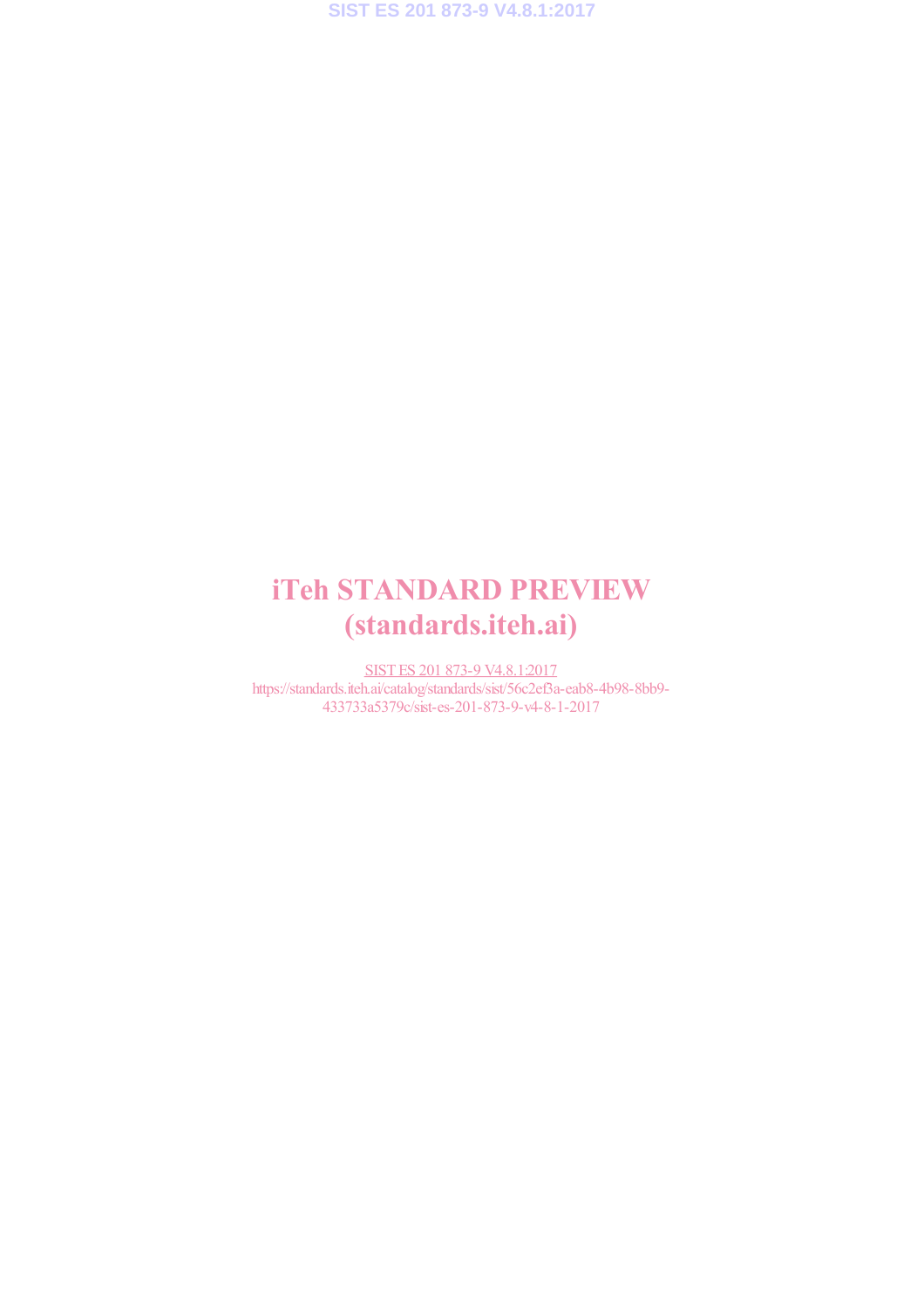# iTeh STANDARD PREVIEW
# (standards.iteh.ai)

SIST ES 201 873-9 V4.8.1:2017
https://standards.iteh.ai/catalog/standards/sist/56c2ef3a-eab8-4b98-8bb9-433733a5379c/sist-es-201-873-9-v4-8-1-2017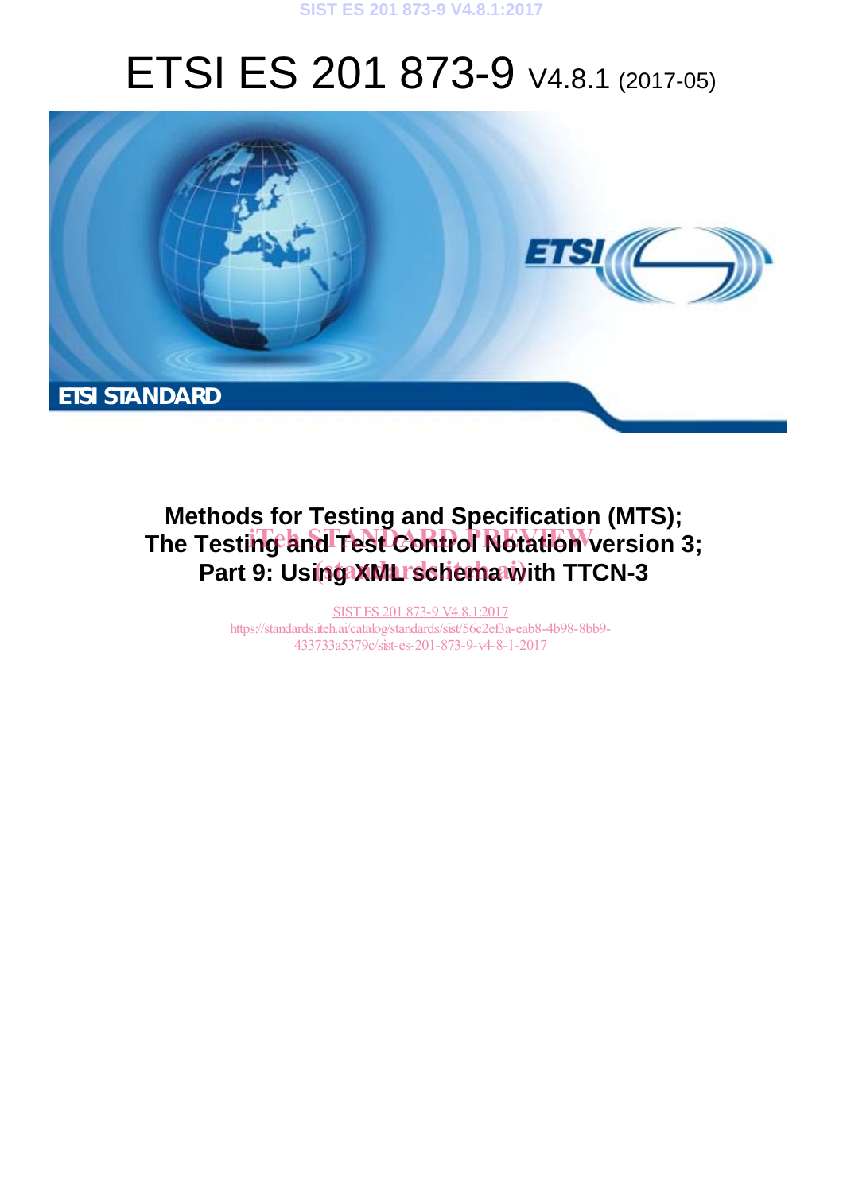# ETSI ES 201 873-9 V4.8.1 (2017-05)

ETSI STANDARD

**Methods for Testing and Specification (MTS); The Testing and Test Control Notation version 3; Part 9: Using XML schema with TTCN-3**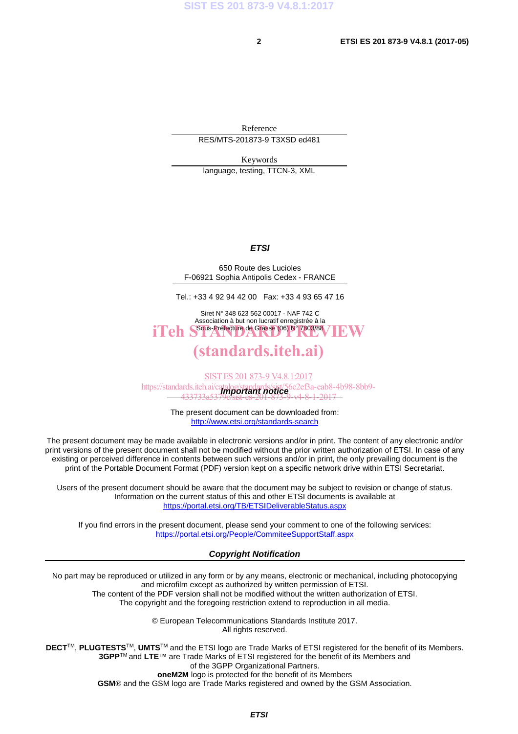Reference

RES/MTS-201873-9 T3XSD ed481

Keywords

language, testing, TTCN-3, XML

***ETSI***

650 Route des Lucioles
F-06921 Sophia Antipolis Cedex - FRANCE

Tel.: +33 4 92 94 42 00   Fax: +33 4 93 65 47 16

Siret N° 348 623 562 00017 - NAF 742 C
Association à but non lucratif enregistrée à la
Sous-Préfecture de Grasse (06) N° 7803/88

iTeh STANDARD PREVIEW
(standards.iteh.ai)

SIST ES 201 873-9 V4.8.1:2017
https://standards.iteh.ai/catalog/standards/sist/56c2ef3a-eab8-4b98-8bb9-433733a5379c/sist-es-201-873-9-v4-8-1-2017

***Important notice***

The present document can be downloaded from:
http://www.etsi.org/standards-search

The present document may be made available in electronic versions and/or in print. The content of any electronic and/or print versions of the present document shall not be modified without the prior written authorization of ETSI. In case of any existing or perceived difference in contents between such versions and/or in print, the only prevailing document is the print of the Portable Document Format (PDF) version kept on a specific network drive within ETSI Secretariat.

Users of the present document should be aware that the document may be subject to revision or change of status. Information on the current status of this and other ETSI documents is available at
https://portal.etsi.org/TB/ETSIDeliverableStatus.aspx

If you find errors in the present document, please send your comment to one of the following services:
https://portal.etsi.org/People/CommiteeSupportStaff.aspx

***Copyright Notification***

No part may be reproduced or utilized in any form or by any means, electronic or mechanical, including photocopying and microfilm except as authorized by written permission of ETSI.
The content of the PDF version shall not be modified without the written authorization of ETSI.
The copyright and the foregoing restriction extend to reproduction in all media.

© European Telecommunications Standards Institute 2017.
All rights reserved.

**DECT**TM, **PLUGTESTS**TM, **UMTS**TM and the ETSI logo are Trade Marks of ETSI registered for the benefit of its Members.
**3GPP**TM and **LTE**™ are Trade Marks of ETSI registered for the benefit of its Members and of the 3GPP Organizational Partners.
**oneM2M** logo is protected for the benefit of its Members
**GSM**® and the GSM logo are Trade Marks registered and owned by the GSM Association.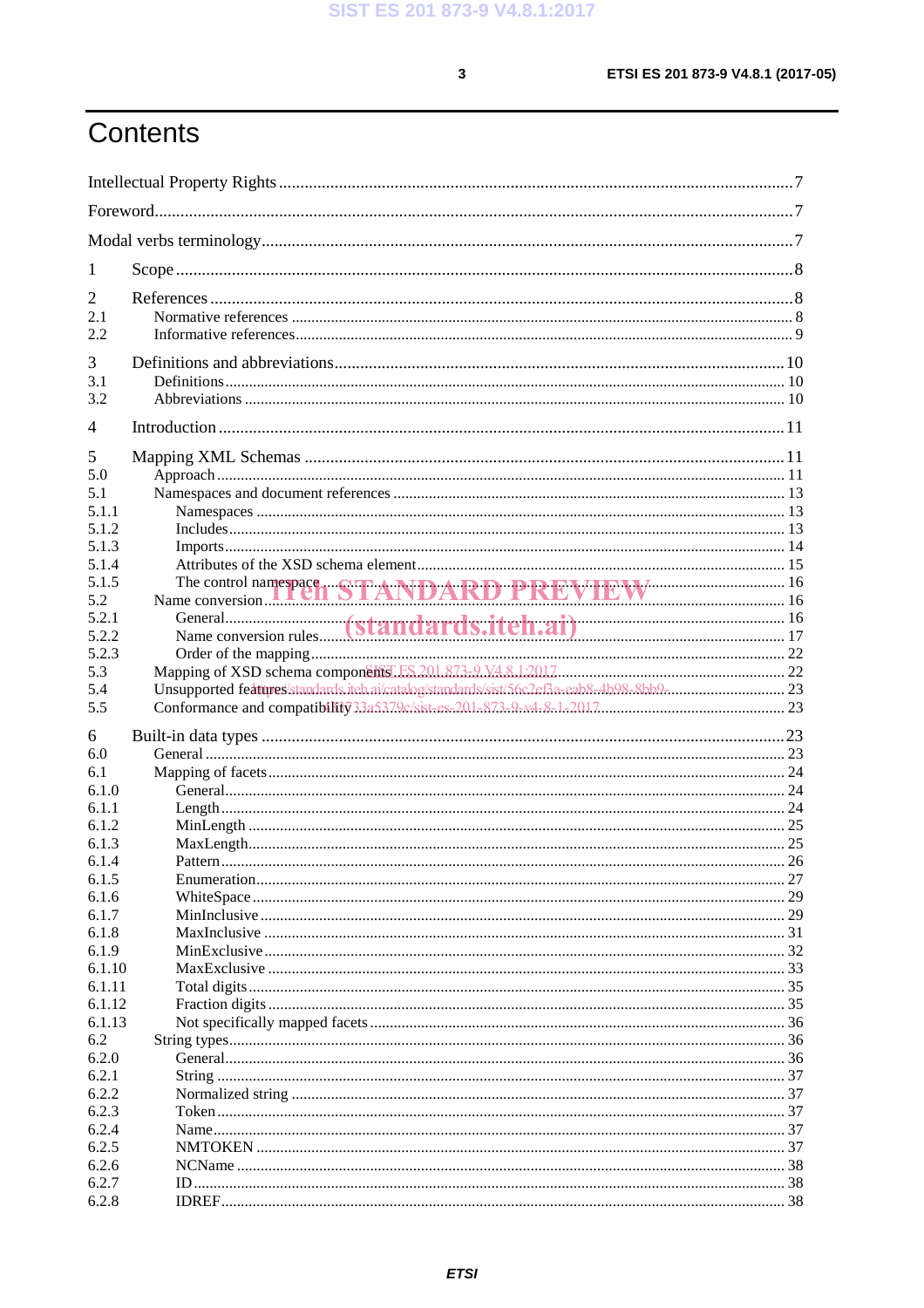# Contents

Intellectual Property Rights ........................................................................................................................7

Foreword........................................................................................................................................................7

Modal verbs terminology...............................................................................................................................7

1 Scope ........................................................................................................................................................8

2 References ................................................................................................................................................8
- 2.1 Normative references ............................................................................................................................8
- 2.2 Informative references...........................................................................................................................9

3 Definitions and abbreviations...................................................................................................................10
- 3.1 Definitions ...........................................................................................................................................10
- 3.2 Abbreviations ......................................................................................................................................10

4 Introduction ............................................................................................................................................11

5 Mapping XML Schemas .........................................................................................................................11
- 5.0 Approach .............................................................................................................................................11
- 5.1 Namespaces and document references ................................................................................................13
  - 5.1.1 Namespaces ...................................................................................................................................13
  - 5.1.2 Includes..........................................................................................................................................13
  - 5.1.3 Imports...........................................................................................................................................14
  - 5.1.4 Attributes of the XSD schema element...........................................................................................15
  - 5.1.5 The control namespace ...................................................................................................................16
- 5.2 Name conversion .................................................................................................................................16
  - 5.2.1 General...........................................................................................................................................16
  - 5.2.2 Name conversion rules....................................................................................................................17
  - 5.2.3 Order of the mapping......................................................................................................................22
- 5.3 Mapping of XSD schema components ..................................................................................................22
- 5.4 Unsupported features ...........................................................................................................................23
- 5.5 Conformance and compatibility.............................................................................................................23

6 Built-in data types ..................................................................................................................................23
- 6.0 General ................................................................................................................................................23
- 6.1 Mapping of facets.................................................................................................................................24
  - 6.1.0 General...........................................................................................................................................24
  - 6.1.1 Length............................................................................................................................................24
  - 6.1.2 MinLength .....................................................................................................................................25
  - 6.1.3 MaxLength.....................................................................................................................................25
  - 6.1.4 Pattern............................................................................................................................................26
  - 6.1.5 Enumeration...................................................................................................................................27
  - 6.1.6 WhiteSpace ....................................................................................................................................29
  - 6.1.7 MinInclusive ..................................................................................................................................29
  - 6.1.8 MaxInclusive .................................................................................................................................31
  - 6.1.9 MinExclusive .................................................................................................................................32
  - 6.1.10 MaxExclusive ................................................................................................................................33
  - 6.1.11 Total digits .....................................................................................................................................35
  - 6.1.12 Fraction digits ................................................................................................................................35
  - 6.1.13 Not specifically mapped facets .......................................................................................................36
- 6.2 String types...........................................................................................................................................36
  - 6.2.0 General...........................................................................................................................................36
  - 6.2.1 String .............................................................................................................................................37
  - 6.2.2 Normalized string ..........................................................................................................................37
  - 6.2.3 Token .............................................................................................................................................37
  - 6.2.4 Name..............................................................................................................................................37
  - 6.2.5 NMTOKEN ....................................................................................................................................37
  - 6.2.6 NCName ........................................................................................................................................38
  - 6.2.7 ID ..................................................................................................................................................38
  - 6.2.8 IDREF............................................................................................................................................38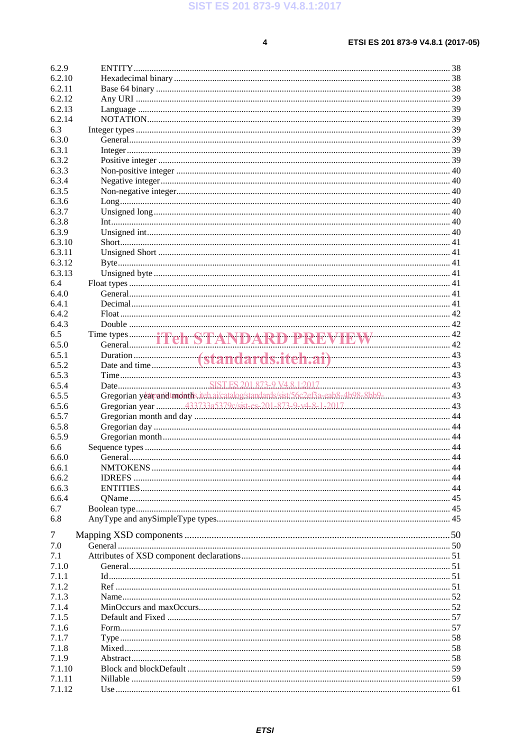6.2.9 ENTITY ........................................................................................................................................ 38
6.2.10 Hexadecimal binary ..................................................................................................................... 38
6.2.11 Base 64 binary ............................................................................................................................. 38
6.2.12 Any URI ...................................................................................................................................... 39
6.2.13 Language ..................................................................................................................................... 39
6.2.14 NOTATION ................................................................................................................................. 39
6.3 Integer types ....................................................................................................................................... 39
6.3.0 General ........................................................................................................................................ 39
6.3.1 Integer ......................................................................................................................................... 39
6.3.2 Positive integer ............................................................................................................................ 39
6.3.3 Non-positive integer .................................................................................................................... 40
6.3.4 Negative integer ........................................................................................................................... 40
6.3.5 Non-negative integer ................................................................................................................... 40
6.3.6 Long ............................................................................................................................................ 40
6.3.7 Unsigned long ............................................................................................................................. 40
6.3.8 Int ................................................................................................................................................ 40
6.3.9 Unsigned int ................................................................................................................................ 40
6.3.10 Short ............................................................................................................................................ 41
6.3.11 Unsigned Short ............................................................................................................................ 41
6.3.12 Byte ............................................................................................................................................. 41
6.3.13 Unsigned byte .............................................................................................................................. 41
6.4 Float types .......................................................................................................................................... 41
6.4.0 General ........................................................................................................................................ 41
6.4.1 Decimal ....................................................................................................................................... 41
6.4.2 Float ............................................................................................................................................ 42
6.4.3 Double ......................................................................................................................................... 42
6.5 Time types ......................................................................................................................................... 42
6.5.0 General ........................................................................................................................................ 42
6.5.1 Duration ...................................................................................................................................... 43
6.5.2 Date and time .............................................................................................................................. 43
6.5.3 Time ............................................................................................................................................ 43
6.5.4 Date ............................................................................................................................................. 43
6.5.5 Gregorian year and month .......................................................................................................... 43
6.5.6 Gregorian year ............................................................................................................................. 43
6.5.7 Gregorian month and day ............................................................................................................ 44
6.5.8 Gregorian day .............................................................................................................................. 44
6.5.9 Gregorian month .......................................................................................................................... 44
6.6 Sequence types ................................................................................................................................... 44
6.6.0 General ........................................................................................................................................ 44
6.6.1 NMTOKENS ............................................................................................................................... 44
6.6.2 IDREFS ....................................................................................................................................... 44
6.6.3 ENTITIES .................................................................................................................................... 44
6.6.4 QName ......................................................................................................................................... 45
6.7 Boolean type ...................................................................................................................................... 45
6.8 AnyType and anySimpleType types ................................................................................................... 45

7 Mapping XSD components ................................................................................................................ 50
7.0 General .............................................................................................................................................. 50
7.1 Attributes of XSD component declarations ........................................................................................ 51
7.1.0 General ........................................................................................................................................ 51
7.1.1 Id ................................................................................................................................................. 51
7.1.2 Ref ............................................................................................................................................... 51
7.1.3 Name ............................................................................................................................................ 52
7.1.4 MinOccurs and maxOccurs .......................................................................................................... 52
7.1.5 Default and Fixed ........................................................................................................................ 57
7.1.6 Form ............................................................................................................................................ 57
7.1.7 Type ............................................................................................................................................. 58
7.1.8 Mixed .......................................................................................................................................... 58
7.1.9 Abstract ....................................................................................................................................... 58
7.1.10 Block and blockDefault ................................................................................................................ 59
7.1.11 Nillable ........................................................................................................................................ 59
7.1.12 Use ............................................................................................................................................... 61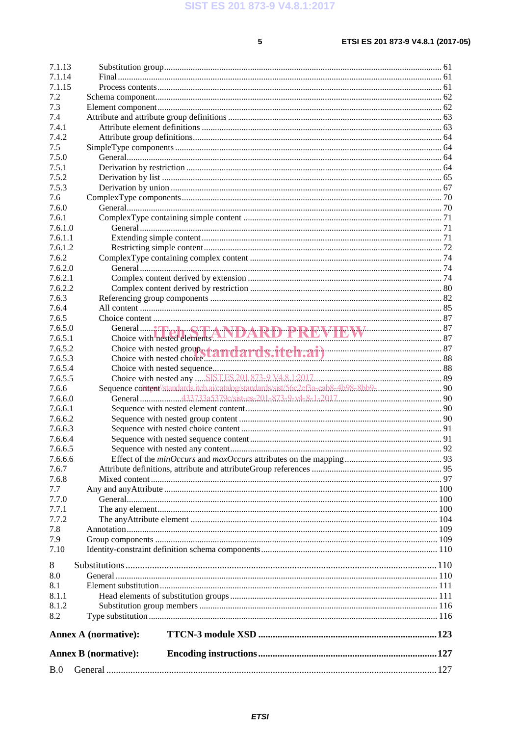7.1.13 Substitution group ... 61
7.1.14 Final ... 61
7.1.15 Process contents ... 61
7.2 Schema component ... 62
7.3 Element component ... 62
7.4 Attribute and attribute group definitions ... 63
7.4.1 Attribute element definitions ... 63
7.4.2 Attribute group definitions ... 64
7.5 SimpleType components ... 64
7.5.0 General ... 64
7.5.1 Derivation by restriction ... 64
7.5.2 Derivation by list ... 65
7.5.3 Derivation by union ... 67
7.6 ComplexType components ... 70
7.6.0 General ... 70
7.6.1 ComplexType containing simple content ... 71
7.6.1.0 General ... 71
7.6.1.1 Extending simple content ... 71
7.6.1.2 Restricting simple content ... 72
7.6.2 ComplexType containing complex content ... 74
7.6.2.0 General ... 74
7.6.2.1 Complex content derived by extension ... 74
7.6.2.2 Complex content derived by restriction ... 80
7.6.3 Referencing group components ... 82
7.6.4 All content ... 85
7.6.5 Choice content ... 87
7.6.5.0 General ... 87
7.6.5.1 Choice with nested elements ... 87
7.6.5.2 Choice with nested group ... 87
7.6.5.3 Choice with nested choice ... 88
7.6.5.4 Choice with nested sequence ... 88
7.6.5.5 Choice with nested any ... 89
7.6.6 Sequence content ... 90
7.6.6.0 General ... 90
7.6.6.1 Sequence with nested element content ... 90
7.6.6.2 Sequence with nested group content ... 90
7.6.6.3 Sequence with nested choice content ... 91
7.6.6.4 Sequence with nested sequence content ... 91
7.6.6.5 Sequence with nested any content ... 92
7.6.6.6 Effect of the *minOccurs* and *maxOccurs* attributes on the mapping ... 93
7.6.7 Attribute definitions, attribute and attributeGroup references ... 95
7.6.8 Mixed content ... 97
7.7 Any and anyAttribute ... 100
7.7.0 General ... 100
7.7.1 The any element ... 100
7.7.2 The anyAttribute element ... 104
7.8 Annotation ... 109
7.9 Group components ... 109
7.10 Identity-constraint definition schema components ... 110

8 Substitutions ... 110
8.0 General ... 110
8.1 Element substitution ... 111
8.1.1 Head elements of substitution groups ... 111
8.1.2 Substitution group members ... 116
8.2 Type substitution ... 116

**Annex A (normative): TTCN-3 module XSD ... 123**

**Annex B (normative): Encoding instructions ... 127**

B.0 General ... 127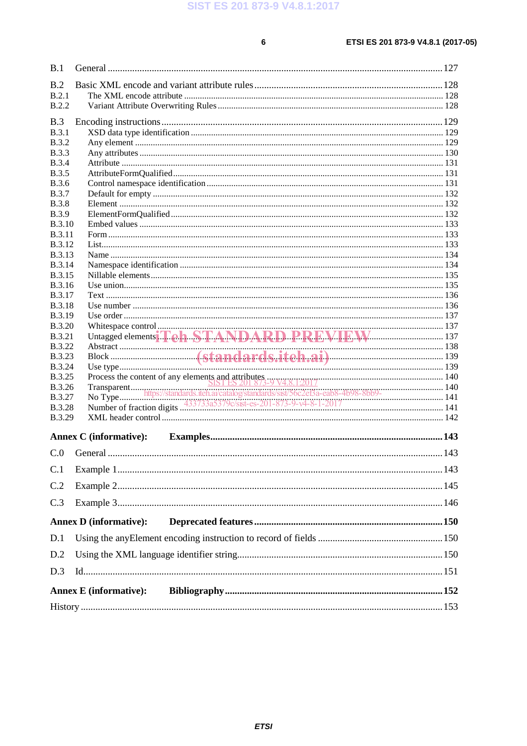B.1 General ........................................................................................................................................ 127

B.2 Basic XML encode and variant attribute rules ............................................................................ 128
B.2.1 The XML encode attribute ................................................................................................................... 128
B.2.2 Variant Attribute Overwriting Rules ................................................................................................... 128

B.3 Encoding instructions ................................................................................................................. 129
B.3.1 XSD data type identification ............................................................................................................... 129
B.3.2 Any element ......................................................................................................................................... 129
B.3.3 Any attributes ...................................................................................................................................... 130
B.3.4 Attribute ............................................................................................................................................... 131
B.3.5 AttributeFormQualified ....................................................................................................................... 131
B.3.6 Control namespace identification ........................................................................................................ 131
B.3.7 Default for empty ................................................................................................................................. 132
B.3.8 Element ................................................................................................................................................ 132
B.3.9 ElementFormQualified ......................................................................................................................... 132
B.3.10 Embed values ....................................................................................................................................... 133
B.3.11 Form ..................................................................................................................................................... 133
B.3.12 List........................................................................................................................................................ 133
B.3.13 Name .................................................................................................................................................... 134
B.3.14 Namespace identification .................................................................................................................... 134
B.3.15 Nillable elements ................................................................................................................................. 135
B.3.16 Use union.............................................................................................................................................. 135
B.3.17 Text ...................................................................................................................................................... 136
B.3.18 Use number .......................................................................................................................................... 136
B.3.19 Use order ............................................................................................................................................. 137
B.3.20 Whitespace control ............................................................................................................................... 137
B.3.21 Untagged elements ............................................................................................................................... 137
B.3.22 Abstract ................................................................................................................................................ 138
B.3.23 Block .................................................................................................................................................... 139
B.3.24 Use type................................................................................................................................................ 139
B.3.25 Process the content of any elements and attributes ............................................................................. 140
B.3.26 Transparent........................................................................................................................................... 140
B.3.27 No Type................................................................................................................................................ 141
B.3.28 Number of fraction digits .................................................................................................................... 141
B.3.29 XML header control ............................................................................................................................. 142

**Annex C (informative): Examples** ............................................................................................. **143**

C.0 General ........................................................................................................................................ 143

C.1 Example 1 .................................................................................................................................... 143

C.2 Example 2 .................................................................................................................................... 145

C.3 Example 3 .................................................................................................................................... 146

**Annex D (informative): Deprecated features** ............................................................................ **150**

D.1 Using the anyElement encoding instruction to record of fields ................................................... 150

D.2 Using the XML language identifier string.................................................................................... 150

D.3 Id.................................................................................................................................................... 151

**Annex E (informative): Bibliography** ......................................................................................... **152**

History ................................................................................................................................................ 153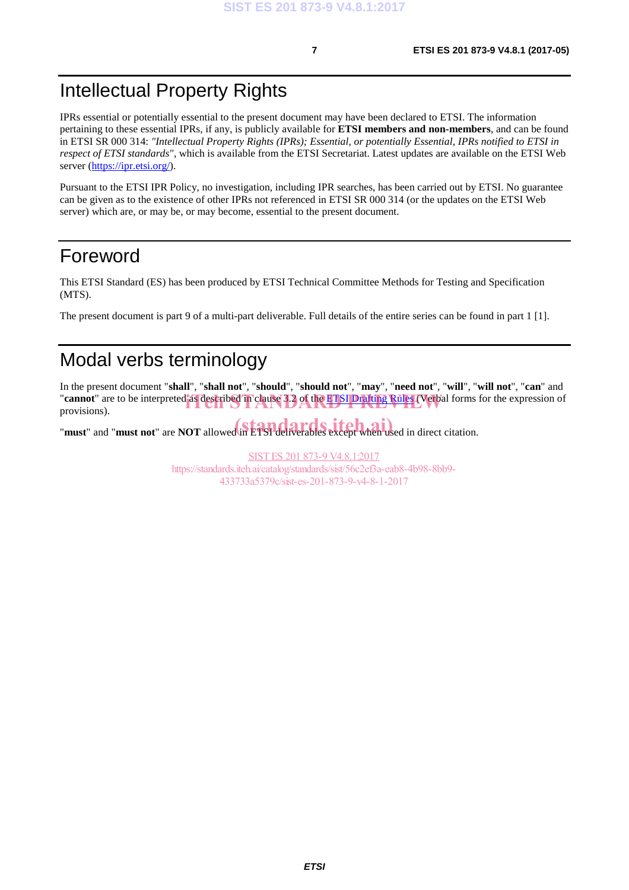# Intellectual Property Rights

IPRs essential or potentially essential to the present document may have been declared to ETSI. The information pertaining to these essential IPRs, if any, is publicly available for **ETSI members and non-members**, and can be found in ETSI SR 000 314: *"Intellectual Property Rights (IPRs); Essential, or potentially Essential, IPRs notified to ETSI in respect of ETSI standards"*, which is available from the ETSI Secretariat. Latest updates are available on the ETSI Web server (https://ipr.etsi.org/).

Pursuant to the ETSI IPR Policy, no investigation, including IPR searches, has been carried out by ETSI. No guarantee can be given as to the existence of other IPRs not referenced in ETSI SR 000 314 (or the updates on the ETSI Web server) which are, or may be, or may become, essential to the present document.

# Foreword

This ETSI Standard (ES) has been produced by ETSI Technical Committee Methods for Testing and Specification (MTS).

The present document is part 9 of a multi-part deliverable. Full details of the entire series can be found in part 1 [1].

# Modal verbs terminology

In the present document "**shall**", "**shall not**", "**should**", "**should not**", "**may**", "**need not**", "**will**", "**will not**", "**can**" and "**cannot**" are to be interpreted as described in clause 3.2 of the ETSI Drafting Rules (Verbal forms for the expression of provisions).

"**must**" and "**must not**" are **NOT** allowed in ETSI deliverables except when used in direct citation.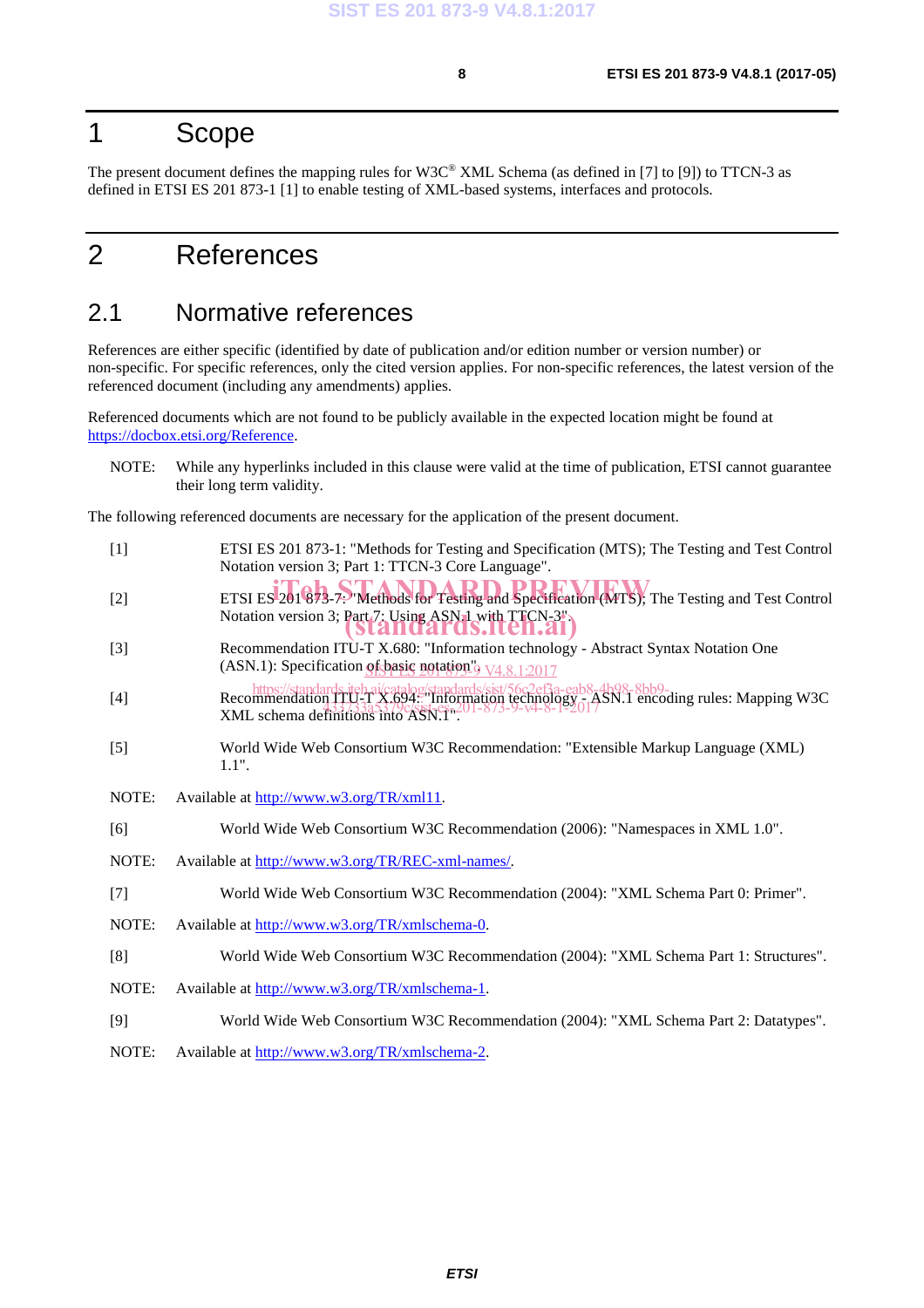# 1 Scope

The present document defines the mapping rules for W3C® XML Schema (as defined in [7] to [9]) to TTCN-3 as defined in ETSI ES 201 873-1 [1] to enable testing of XML-based systems, interfaces and protocols.

# 2 References

## 2.1 Normative references

References are either specific (identified by date of publication and/or edition number or version number) or non-specific. For specific references, only the cited version applies. For non-specific references, the latest version of the referenced document (including any amendments) applies.

Referenced documents which are not found to be publicly available in the expected location might be found at https://docbox.etsi.org/Reference.

NOTE: While any hyperlinks included in this clause were valid at the time of publication, ETSI cannot guarantee their long term validity.

The following referenced documents are necessary for the application of the present document.

[1] ETSI ES 201 873-1: "Methods for Testing and Specification (MTS); The Testing and Test Control Notation version 3; Part 1: TTCN-3 Core Language".

[2] ETSI ES 201 873-7: "Methods for Testing and Specification (MTS); The Testing and Test Control Notation version 3; Part 7: Using ASN.1 with TTCN-3".

[3] Recommendation ITU-T X.680: "Information technology - Abstract Syntax Notation One (ASN.1): Specification of basic notation".

[4] Recommendation ITU-T X.694: "Information technology - ASN.1 encoding rules: Mapping W3C XML schema definitions into ASN.1".

[5] World Wide Web Consortium W3C Recommendation: "Extensible Markup Language (XML) 1.1".

NOTE: Available at http://www.w3.org/TR/xml11.

[6] World Wide Web Consortium W3C Recommendation (2006): "Namespaces in XML 1.0".

NOTE: Available at http://www.w3.org/TR/REC-xml-names/.

[7] World Wide Web Consortium W3C Recommendation (2004): "XML Schema Part 0: Primer".

NOTE: Available at http://www.w3.org/TR/xmlschema-0.

[8] World Wide Web Consortium W3C Recommendation (2004): "XML Schema Part 1: Structures".

NOTE: Available at http://www.w3.org/TR/xmlschema-1.

[9] World Wide Web Consortium W3C Recommendation (2004): "XML Schema Part 2: Datatypes".

NOTE: Available at http://www.w3.org/TR/xmlschema-2.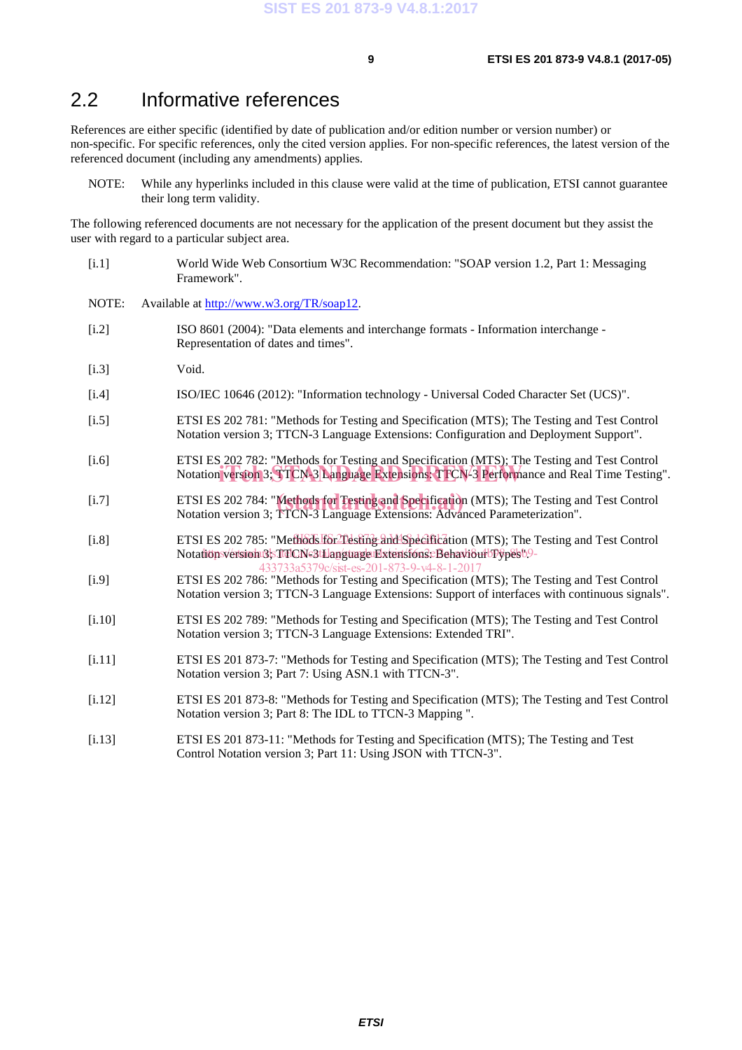## 2.2 Informative references

References are either specific (identified by date of publication and/or edition number or version number) or non-specific. For specific references, only the cited version applies. For non-specific references, the latest version of the referenced document (including any amendments) applies.

NOTE: While any hyperlinks included in this clause were valid at the time of publication, ETSI cannot guarantee their long term validity.

The following referenced documents are not necessary for the application of the present document but they assist the user with regard to a particular subject area.

[i.1] World Wide Web Consortium W3C Recommendation: "SOAP version 1.2, Part 1: Messaging Framework".

NOTE: Available at http://www.w3.org/TR/soap12.

[i.2] ISO 8601 (2004): "Data elements and interchange formats - Information interchange - Representation of dates and times".

[i.3] Void.

[i.4] ISO/IEC 10646 (2012): "Information technology - Universal Coded Character Set (UCS)".

[i.5] ETSI ES 202 781: "Methods for Testing and Specification (MTS); The Testing and Test Control Notation version 3; TTCN-3 Language Extensions: Configuration and Deployment Support".

[i.6] ETSI ES 202 782: "Methods for Testing and Specification (MTS); The Testing and Test Control Notation version 3; TTCN-3 Language Extensions: TTCN-3 Performance and Real Time Testing".

[i.7] ETSI ES 202 784: "Methods for Testing and Specification (MTS); The Testing and Test Control Notation version 3; TTCN-3 Language Extensions: Advanced Parameterization".

[i.8] ETSI ES 202 785: "Methods for Testing and Specification (MTS); The Testing and Test Control Notation version 3; TTCN-3 Language Extensions: Behaviour Types".

[i.9] ETSI ES 202 786: "Methods for Testing and Specification (MTS); The Testing and Test Control Notation version 3; TTCN-3 Language Extensions: Support of interfaces with continuous signals".

[i.10] ETSI ES 202 789: "Methods for Testing and Specification (MTS); The Testing and Test Control Notation version 3; TTCN-3 Language Extensions: Extended TRI".

[i.11] ETSI ES 201 873-7: "Methods for Testing and Specification (MTS); The Testing and Test Control Notation version 3; Part 7: Using ASN.1 with TTCN-3".

[i.12] ETSI ES 201 873-8: "Methods for Testing and Specification (MTS); The Testing and Test Control Notation version 3; Part 8: The IDL to TTCN-3 Mapping ".

[i.13] ETSI ES 201 873-11: "Methods for Testing and Specification (MTS); The Testing and Test Control Notation version 3; Part 11: Using JSON with TTCN-3".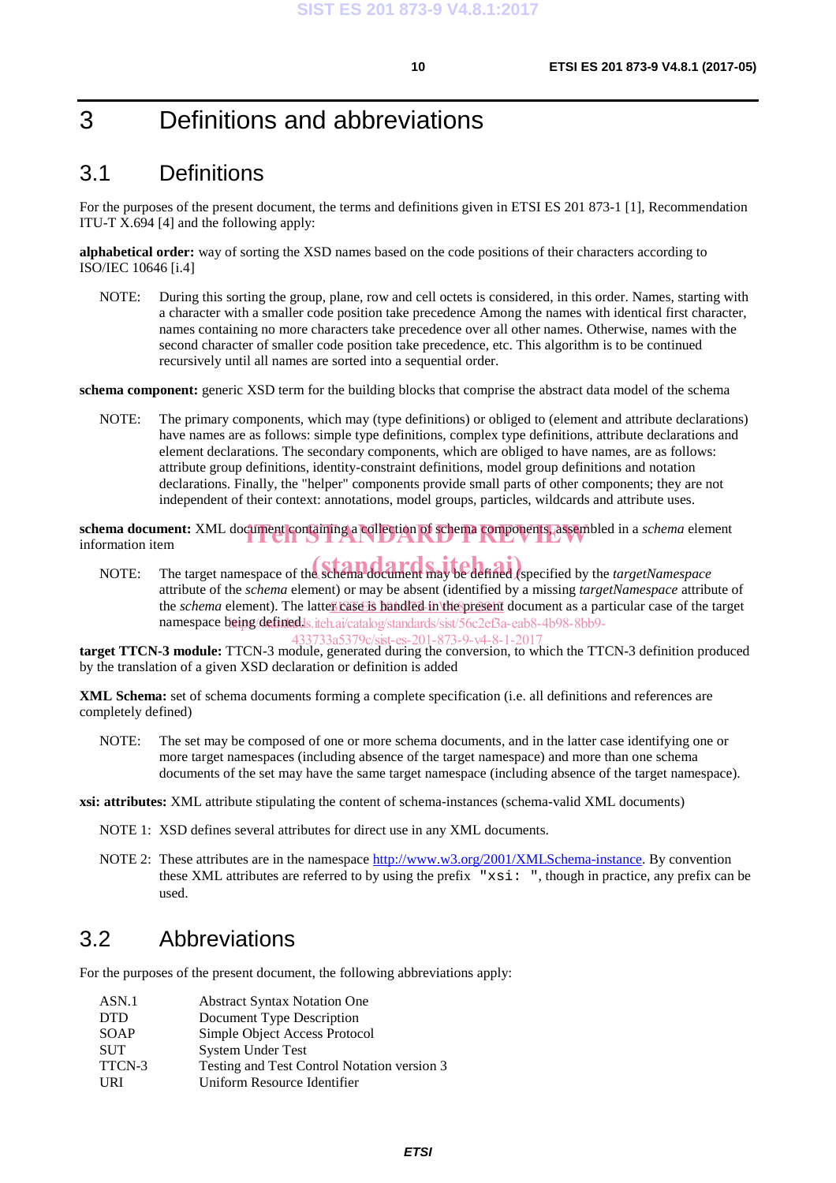# 3 Definitions and abbreviations

## 3.1 Definitions

For the purposes of the present document, the terms and definitions given in ETSI ES 201 873-1 [1], Recommendation ITU-T X.694 [4] and the following apply:

**alphabetical order:** way of sorting the XSD names based on the code positions of their characters according to ISO/IEC 10646 [i.4]

NOTE: During this sorting the group, plane, row and cell octets is considered, in this order. Names, starting with a character with a smaller code position take precedence Among the names with identical first character, names containing no more characters take precedence over all other names. Otherwise, names with the second character of smaller code position take precedence, etc. This algorithm is to be continued recursively until all names are sorted into a sequential order.

**schema component:** generic XSD term for the building blocks that comprise the abstract data model of the schema

NOTE: The primary components, which may (type definitions) or obliged to (element and attribute declarations) have names are as follows: simple type definitions, complex type definitions, attribute declarations and element declarations. The secondary components, which are obliged to have names, are as follows: attribute group definitions, identity-constraint definitions, model group definitions and notation declarations. Finally, the "helper" components provide small parts of other components; they are not independent of their context: annotations, model groups, particles, wildcards and attribute uses.

**schema document:** XML document containing a collection of schema components, assembled in a *schema* element information item

NOTE: The target namespace of the schema document may be defined (specified by the *targetNamespace* attribute of the *schema* element) or may be absent (identified by a missing *targetNamespace* attribute of the *schema* element). The latter case is handled in the present document as a particular case of the target namespace being defined.

**target TTCN-3 module:** TTCN-3 module, generated during the conversion, to which the TTCN-3 definition produced by the translation of a given XSD declaration or definition is added

**XML Schema:** set of schema documents forming a complete specification (i.e. all definitions and references are completely defined)

NOTE: The set may be composed of one or more schema documents, and in the latter case identifying one or more target namespaces (including absence of the target namespace) and more than one schema documents of the set may have the same target namespace (including absence of the target namespace).

**xsi: attributes:** XML attribute stipulating the content of schema-instances (schema-valid XML documents)

NOTE 1: XSD defines several attributes for direct use in any XML documents.

NOTE 2: These attributes are in the namespace http://www.w3.org/2001/XMLSchema-instance. By convention these XML attributes are referred to by using the prefix `"xsi: "`, though in practice, any prefix can be used.

## 3.2 Abbreviations

For the purposes of the present document, the following abbreviations apply:

| | |
|---|---|
| ASN.1 | Abstract Syntax Notation One |
| DTD | Document Type Description |
| SOAP | Simple Object Access Protocol |
| SUT | System Under Test |
| TTCN-3 | Testing and Test Control Notation version 3 |
| URI | Uniform Resource Identifier |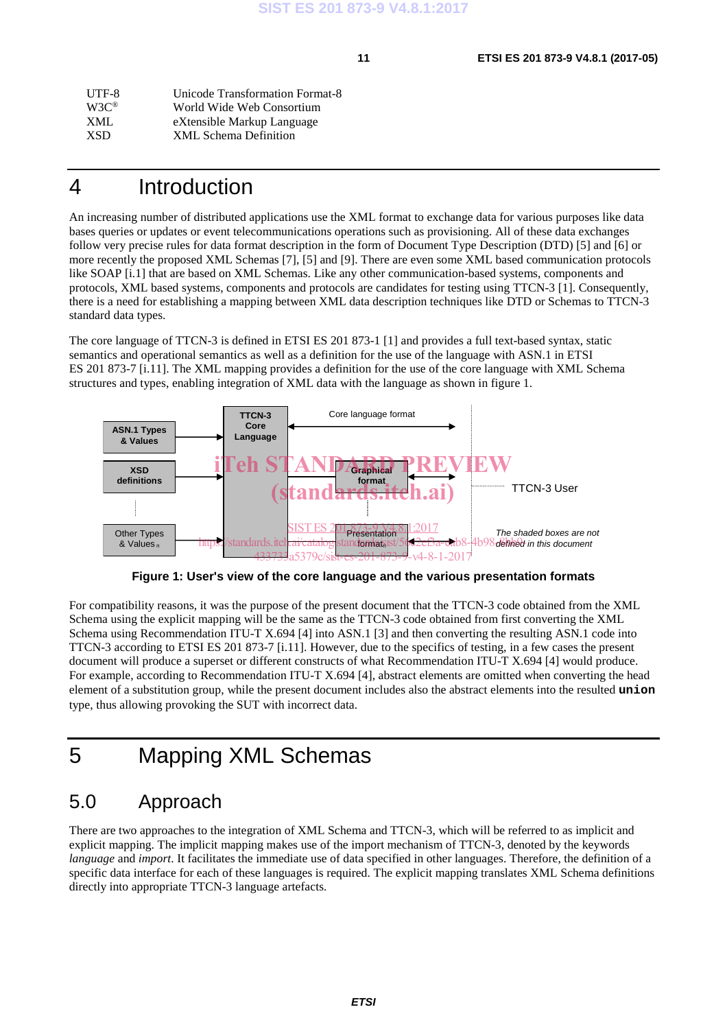| | |
|---|---|
| UTF-8 | Unicode Transformation Format-8 |
| W3C® | World Wide Web Consortium |
| XML | eXtensible Markup Language |
| XSD | XML Schema Definition |

# 4 Introduction

An increasing number of distributed applications use the XML format to exchange data for various purposes like data bases queries or updates or event telecommunications operations such as provisioning. All of these data exchanges follow very precise rules for data format description in the form of Document Type Description (DTD) [5] and [6] or more recently the proposed XML Schemas [7], [5] and [9]. There are even some XML based communication protocols like SOAP [i.1] that are based on XML Schemas. Like any other communication-based systems, components and protocols, XML based systems, components and protocols are candidates for testing using TTCN-3 [1]. Consequently, there is a need for establishing a mapping between XML data description techniques like DTD or Schemas to TTCN-3 standard data types.

The core language of TTCN-3 is defined in ETSI ES 201 873-1 [1] and provides a full text-based syntax, static semantics and operational semantics as well as a definition for the use of the language with ASN.1 in ETSI ES 201 873-7 [i.11]. The XML mapping provides a definition for the use of the core language with XML Schema structures and types, enabling integration of XML data with the language as shown in figure 1.

ASN.1 Types & Values | XSD definitions | Other Types & Values n | TTCN-3 Core Language | Core language format | Graphical format | Presentation format n | TTCN-3 User | The shaded boxes are not defined in this document

**Figure 1: User's view of the core language and the various presentation formats**

For compatibility reasons, it was the purpose of the present document that the TTCN-3 code obtained from the XML Schema using the explicit mapping will be the same as the TTCN-3 code obtained from first converting the XML Schema using Recommendation ITU-T X.694 [4] into ASN.1 [3] and then converting the resulting ASN.1 code into TTCN-3 according to ETSI ES 201 873-7 [i.11]. However, due to the specifics of testing, in a few cases the present document will produce a superset or different constructs of what Recommendation ITU-T X.694 [4] would produce. For example, according to Recommendation ITU-T X.694 [4], abstract elements are omitted when converting the head element of a substitution group, while the present document includes also the abstract elements into the resulted **union** type, thus allowing provoking the SUT with incorrect data.

# 5 Mapping XML Schemas

## 5.0 Approach

There are two approaches to the integration of XML Schema and TTCN-3, which will be referred to as implicit and explicit mapping. The implicit mapping makes use of the import mechanism of TTCN-3, denoted by the keywords *language* and *import*. It facilitates the immediate use of data specified in other languages. Therefore, the definition of a specific data interface for each of these languages is required. The explicit mapping translates XML Schema definitions directly into appropriate TTCN-3 language artefacts.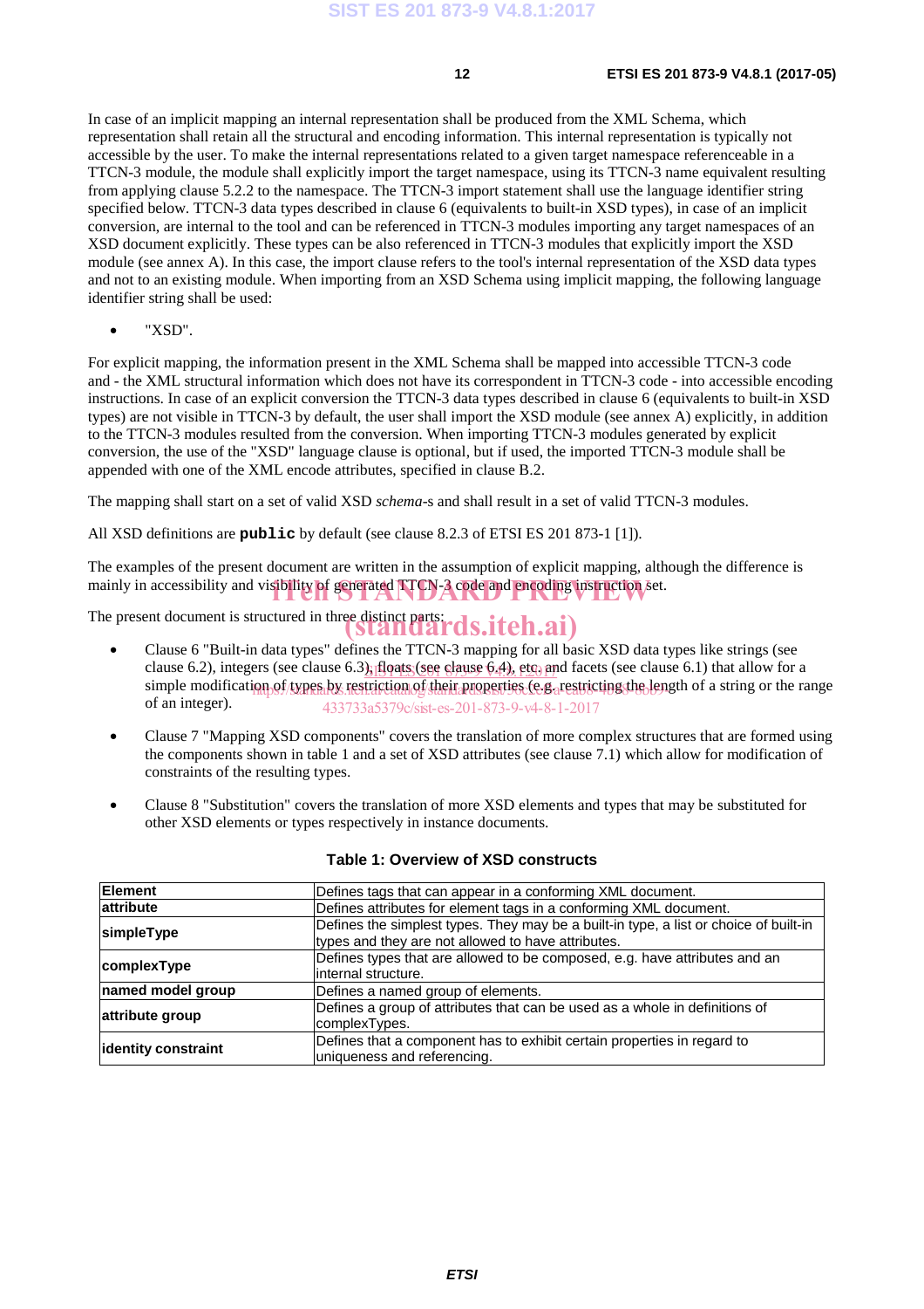In case of an implicit mapping an internal representation shall be produced from the XML Schema, which representation shall retain all the structural and encoding information. This internal representation is typically not accessible by the user. To make the internal representations related to a given target namespace referenceable in a TTCN-3 module, the module shall explicitly import the target namespace, using its TTCN-3 name equivalent resulting from applying clause 5.2.2 to the namespace. The TTCN-3 import statement shall use the language identifier string specified below. TTCN-3 data types described in clause 6 (equivalents to built-in XSD types), in case of an implicit conversion, are internal to the tool and can be referenced in TTCN-3 modules importing any target namespaces of an XSD document explicitly. These types can be also referenced in TTCN-3 modules that explicitly import the XSD module (see annex A). In this case, the import clause refers to the tool's internal representation of the XSD data types and not to an existing module. When importing from an XSD Schema using implicit mapping, the following language identifier string shall be used:

- "XSD".

For explicit mapping, the information present in the XML Schema shall be mapped into accessible TTCN-3 code and - the XML structural information which does not have its correspondent in TTCN-3 code - into accessible encoding instructions. In case of an explicit conversion the TTCN-3 data types described in clause 6 (equivalents to built-in XSD types) are not visible in TTCN-3 by default, the user shall import the XSD module (see annex A) explicitly, in addition to the TTCN-3 modules resulted from the conversion. When importing TTCN-3 modules generated by explicit conversion, the use of the "XSD" language clause is optional, but if used, the imported TTCN-3 module shall be appended with one of the XML encode attributes, specified in clause B.2.

The mapping shall start on a set of valid XSD *schema*-s and shall result in a set of valid TTCN-3 modules.

All XSD definitions are **`public`** by default (see clause 8.2.3 of ETSI ES 201 873-1 [1]).

The examples of the present document are written in the assumption of explicit mapping, although the difference is mainly in accessibility and visibility of generated TTCN-3 code and encoding instruction set.

The present document is structured in three distinct parts:

- Clause 6 "Built-in data types" defines the TTCN-3 mapping for all basic XSD data types like strings (see clause 6.2), integers (see clause 6.3), floats (see clause 6.4), etc. and facets (see clause 6.1) that allow for a simple modification of types by restriction of their properties (e.g. restricting the length of a string or the range of an integer).

- Clause 7 "Mapping XSD components" covers the translation of more complex structures that are formed using the components shown in table 1 and a set of XSD attributes (see clause 7.1) which allow for modification of constraints of the resulting types.

- Clause 8 "Substitution" covers the translation of more XSD elements and types that may be substituted for other XSD elements or types respectively in instance documents.

**Table 1: Overview of XSD constructs**

| | |
|---|---|
| **Element** | Defines tags that can appear in a conforming XML document. |
| **attribute** | Defines attributes for element tags in a conforming XML document. |
| **simpleType** | Defines the simplest types. They may be a built-in type, a list or choice of built-in types and they are not allowed to have attributes. |
| **complexType** | Defines types that are allowed to be composed, e.g. have attributes and an internal structure. |
| **named model group** | Defines a named group of elements. |
| **attribute group** | Defines a group of attributes that can be used as a whole in definitions of complexTypes. |
| **identity constraint** | Defines that a component has to exhibit certain properties in regard to uniqueness and referencing. |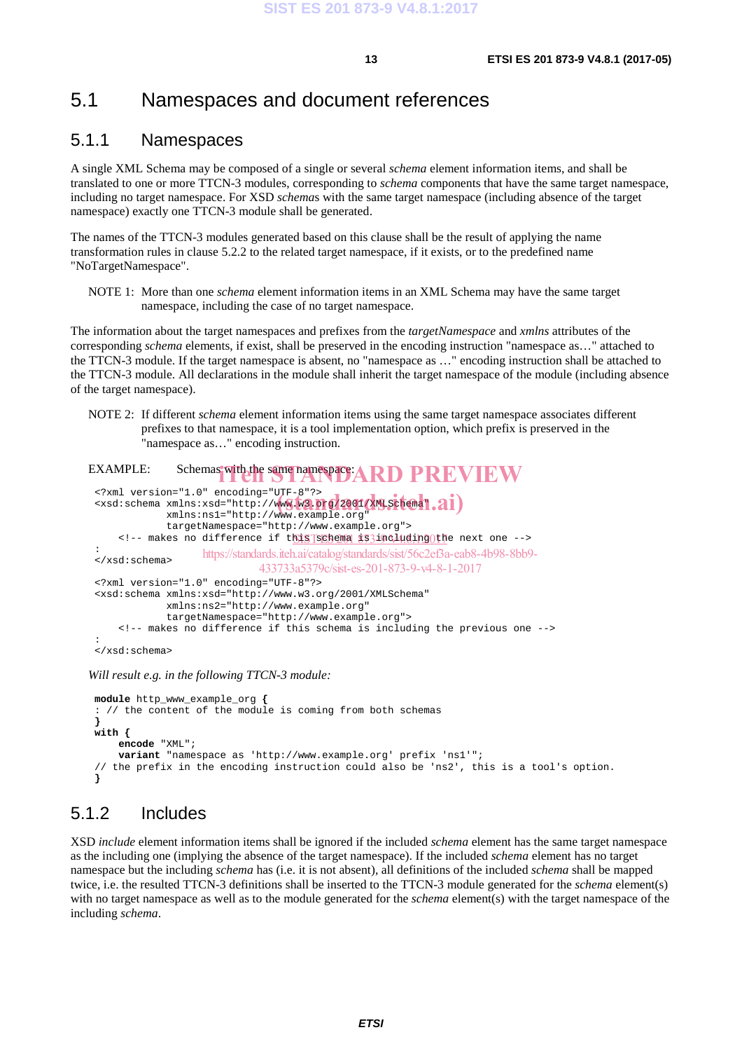## 5.1 Namespaces and document references

### 5.1.1 Namespaces

A single XML Schema may be composed of a single or several *schema* element information items, and shall be translated to one or more TTCN-3 modules, corresponding to *schema* components that have the same target namespace, including no target namespace. For XSD *schemas* with the same target namespace (including absence of the target namespace) exactly one TTCN-3 module shall be generated.

The names of the TTCN-3 modules generated based on this clause shall be the result of applying the name transformation rules in clause 5.2.2 to the related target namespace, if it exists, or to the predefined name "NoTargetNamespace".

NOTE 1: More than one *schema* element information items in an XML Schema may have the same target namespace, including the case of no target namespace.

The information about the target namespaces and prefixes from the *targetNamespace* and *xmlns* attributes of the corresponding *schema* elements, if exist, shall be preserved in the encoding instruction "namespace as…" attached to the TTCN-3 module. If the target namespace is absent, no "namespace as …" encoding instruction shall be attached to the TTCN-3 module. All declarations in the module shall inherit the target namespace of the module (including absence of the target namespace).

NOTE 2: If different *schema* element information items using the same target namespace associates different prefixes to that namespace, it is a tool implementation option, which prefix is preserved in the "namespace as…" encoding instruction.

EXAMPLE: Schemas with the same namespace:

```
<?xml version="1.0" encoding="UTF-8"?>
<xsd:schema xmlns:xsd="http://www.w3.org/2001/XMLSchema"
            xmlns:ns1="http://www.example.org"
            targetNamespace="http://www.example.org">
    <!-- makes no difference if this schema is including the next one -->
:
</xsd:schema>

<?xml version="1.0" encoding="UTF-8"?>
<xsd:schema xmlns:xsd="http://www.w3.org/2001/XMLSchema"
            xmlns:ns2="http://www.example.org"
            targetNamespace="http://www.example.org">
    <!-- makes no difference if this schema is including the previous one -->
:
</xsd:schema>
```

*Will result e.g. in the following TTCN-3 module:*

```
module http_www_example_org {
: // the content of the module is coming from both schemas
}
with {
    encode "XML";
    variant "namespace as 'http://www.example.org' prefix 'ns1'";
// the prefix in the encoding instruction could also be 'ns2', this is a tool's option.
}
```

### 5.1.2 Includes

XSD *include* element information items shall be ignored if the included *schema* element has the same target namespace as the including one (implying the absence of the target namespace). If the included *schema* element has no target namespace but the including *schema* has (i.e. it is not absent), all definitions of the included *schema* shall be mapped twice, i.e. the resulted TTCN-3 definitions shall be inserted to the TTCN-3 module generated for the *schema* element(s) with no target namespace as well as to the module generated for the *schema* element(s) with the target namespace of the including *schema*.